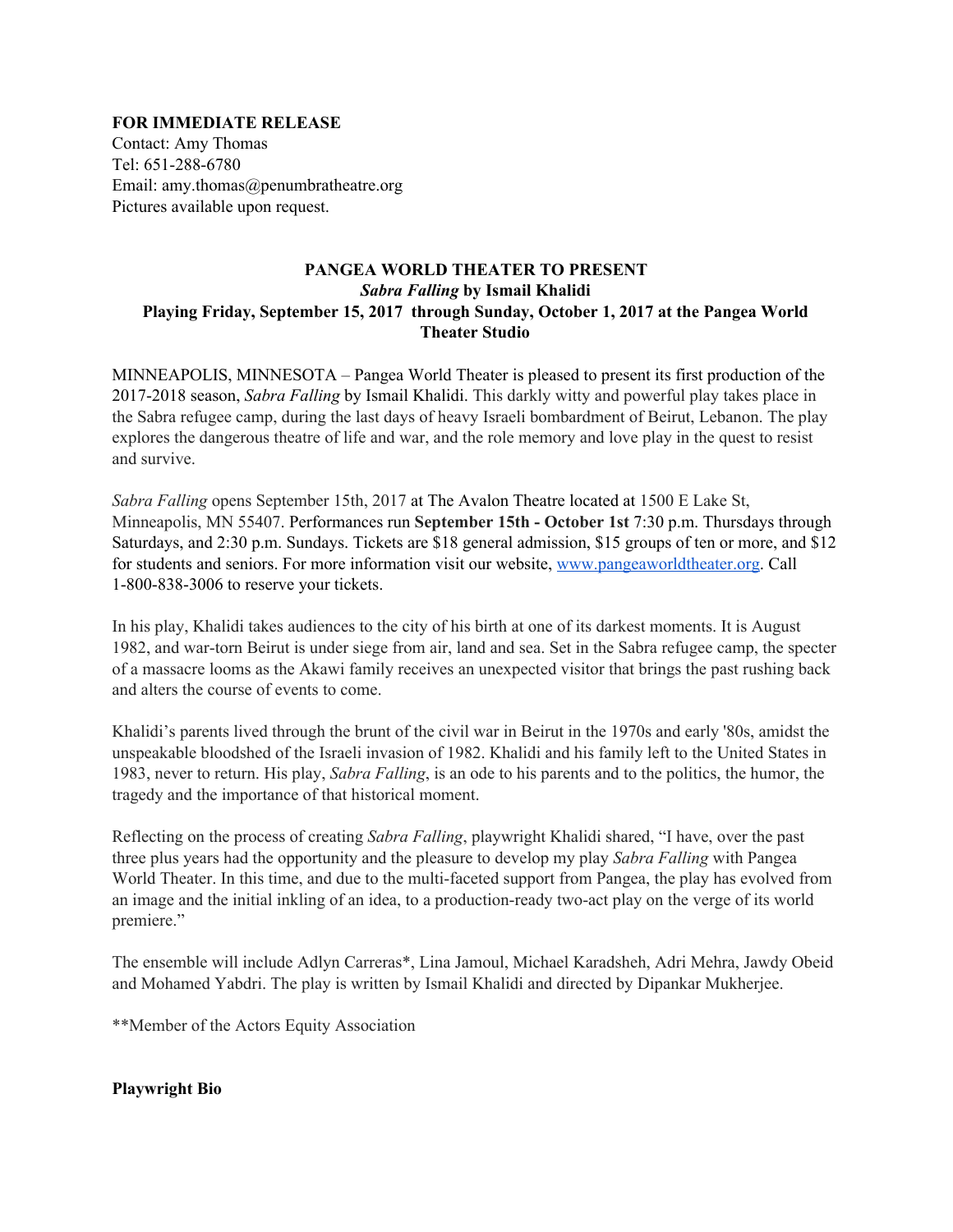**FOR IMMEDIATE RELEASE**
Contact: Amy Thomas
Tel: 651-288-6780
Email: amy.thomas@penumbratheatre.org
Pictures available upon request.

**PANGEA WORLD THEATER TO PRESENT**
***Sabra Falling* by Ismail Khalidi**
**Playing Friday, September 15, 2017 through Sunday, October 1, 2017 at the Pangea World Theater Studio**

MINNEAPOLIS, MINNESOTA – Pangea World Theater is pleased to present its first production of the 2017-2018 season, *Sabra Falling* by Ismail Khalidi. This darkly witty and powerful play takes place in the Sabra refugee camp, during the last days of heavy Israeli bombardment of Beirut, Lebanon. The play explores the dangerous theatre of life and war, and the role memory and love play in the quest to resist and survive.

*Sabra Falling* opens September 15th, 2017 at The Avalon Theatre located at 1500 E Lake St, Minneapolis, MN 55407. Performances run **September 15th - October 1st** 7:30 p.m. Thursdays through Saturdays, and 2:30 p.m. Sundays. Tickets are $18 general admission, $15 groups of ten or more, and $12 for students and seniors. For more information visit our website, [www.pangeaworldtheater.org](http://www.pangeaworldtheater.org). Call 1-800-838-3006 to reserve your tickets.

In his play, Khalidi takes audiences to the city of his birth at one of its darkest moments. It is August 1982, and war-torn Beirut is under siege from air, land and sea. Set in the Sabra refugee camp, the specter of a massacre looms as the Akawi family receives an unexpected visitor that brings the past rushing back and alters the course of events to come.

Khalidi's parents lived through the brunt of the civil war in Beirut in the 1970s and early '80s, amidst the unspeakable bloodshed of the Israeli invasion of 1982. Khalidi and his family left to the United States in 1983, never to return. His play, *Sabra Falling*, is an ode to his parents and to the politics, the humor, the tragedy and the importance of that historical moment.

Reflecting on the process of creating *Sabra Falling*, playwright Khalidi shared, "I have, over the past three plus years had the opportunity and the pleasure to develop my play *Sabra Falling* with Pangea World Theater. In this time, and due to the multi-faceted support from Pangea, the play has evolved from an image and the initial inkling of an idea, to a production-ready two-act play on the verge of its world premiere."

The ensemble will include Adlyn Carreras*, Lina Jamoul, Michael Karadsheh, Adri Mehra, Jawdy Obeid and Mohamed Yabdri. The play is written by Ismail Khalidi and directed by Dipankar Mukherjee.

**Member of the Actors Equity Association

**Playwright Bio**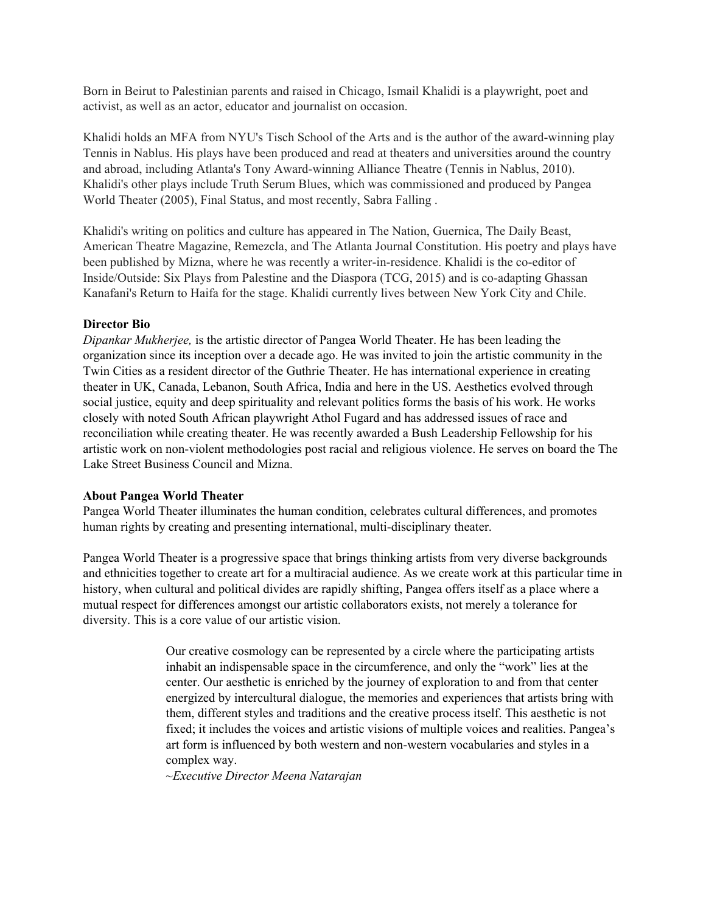Born in Beirut to Palestinian parents and raised in Chicago, Ismail Khalidi is a playwright, poet and activist, as well as an actor, educator and journalist on occasion.

Khalidi holds an MFA from NYU's Tisch School of the Arts and is the author of the award-winning play Tennis in Nablus. His plays have been produced and read at theaters and universities around the country and abroad, including Atlanta's Tony Award-winning Alliance Theatre (Tennis in Nablus, 2010). Khalidi's other plays include Truth Serum Blues, which was commissioned and produced by Pangea World Theater (2005), Final Status, and most recently, Sabra Falling .

Khalidi's writing on politics and culture has appeared in The Nation, Guernica, The Daily Beast, American Theatre Magazine, Remezcla, and The Atlanta Journal Constitution. His poetry and plays have been published by Mizna, where he was recently a writer-in-residence. Khalidi is the co-editor of Inside/Outside: Six Plays from Palestine and the Diaspora (TCG, 2015) and is co-adapting Ghassan Kanafani's Return to Haifa for the stage. Khalidi currently lives between New York City and Chile.

**Director Bio**

*Dipankar Mukherjee,* is the artistic director of Pangea World Theater. He has been leading the organization since its inception over a decade ago. He was invited to join the artistic community in the Twin Cities as a resident director of the Guthrie Theater. He has international experience in creating theater in UK, Canada, Lebanon, South Africa, India and here in the US. Aesthetics evolved through social justice, equity and deep spirituality and relevant politics forms the basis of his work. He works closely with noted South African playwright Athol Fugard and has addressed issues of race and reconciliation while creating theater. He was recently awarded a Bush Leadership Fellowship for his artistic work on non-violent methodologies post racial and religious violence. He serves on board the The Lake Street Business Council and Mizna.

**About Pangea World Theater**

Pangea World Theater illuminates the human condition, celebrates cultural differences, and promotes human rights by creating and presenting international, multi-disciplinary theater.

Pangea World Theater is a progressive space that brings thinking artists from very diverse backgrounds and ethnicities together to create art for a multiracial audience. As we create work at this particular time in history, when cultural and political divides are rapidly shifting, Pangea offers itself as a place where a mutual respect for differences amongst our artistic collaborators exists, not merely a tolerance for diversity. This is a core value of our artistic vision.

> Our creative cosmology can be represented by a circle where the participating artists inhabit an indispensable space in the circumference, and only the "work" lies at the center. Our aesthetic is enriched by the journey of exploration to and from that center energized by intercultural dialogue, the memories and experiences that artists bring with them, different styles and traditions and the creative process itself. This aesthetic is not fixed; it includes the voices and artistic visions of multiple voices and realities. Pangea's art form is influenced by both western and non-western vocabularies and styles in a complex way.
>
> *~Executive Director Meena Natarajan*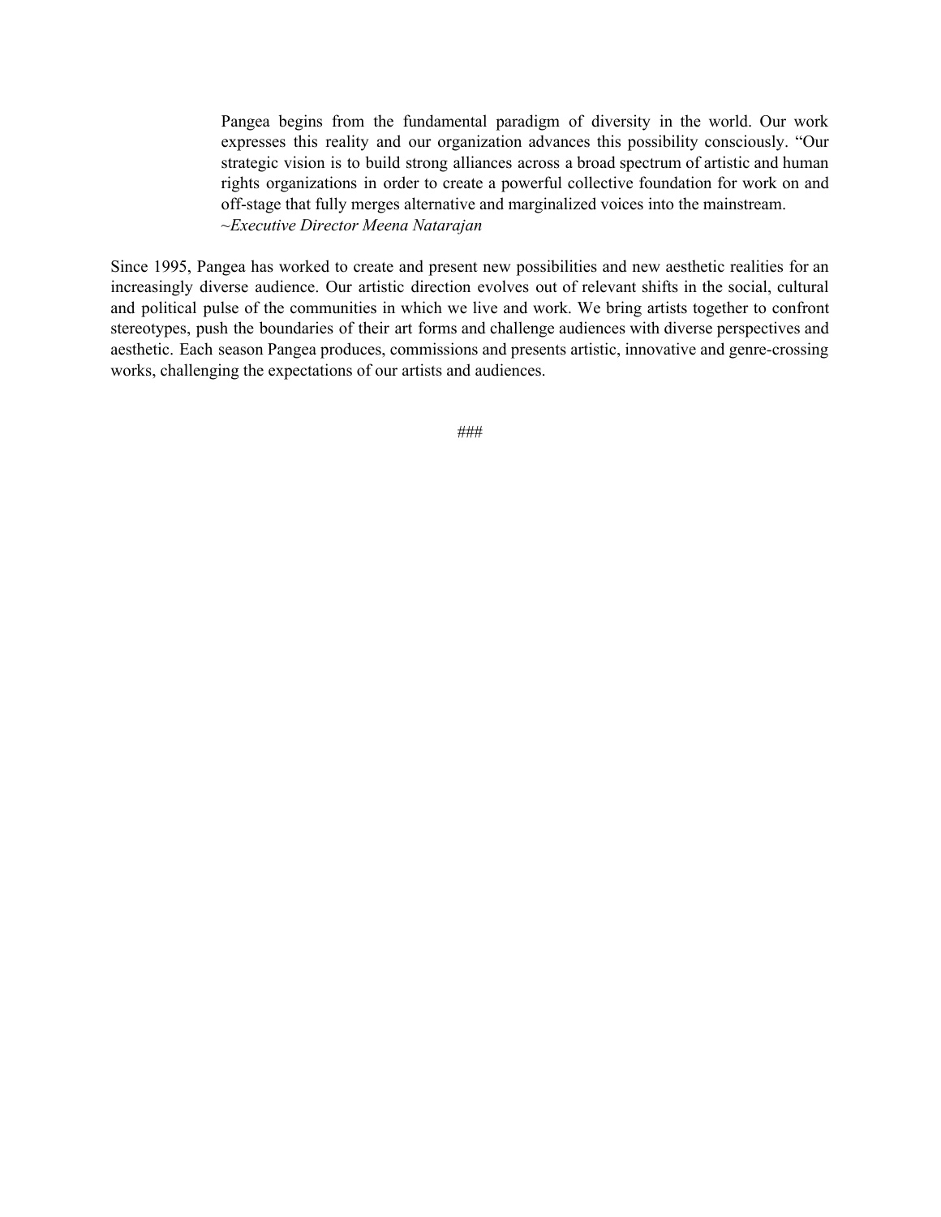> Pangea begins from the fundamental paradigm of diversity in the world. Our work expresses this reality and our organization advances this possibility consciously. "Our strategic vision is to build strong alliances across a broad spectrum of artistic and human rights organizations in order to create a powerful collective foundation for work on and off-stage that fully merges alternative and marginalized voices into the mainstream.
> ~*Executive Director Meena Natarajan*

Since 1995, Pangea has worked to create and present new possibilities and new aesthetic realities for an increasingly diverse audience. Our artistic direction evolves out of relevant shifts in the social, cultural and political pulse of the communities in which we live and work. We bring artists together to confront stereotypes, push the boundaries of their art forms and challenge audiences with diverse perspectives and aesthetic. Each season Pangea produces, commissions and presents artistic, innovative and genre-crossing works, challenging the expectations of our artists and audiences.

###